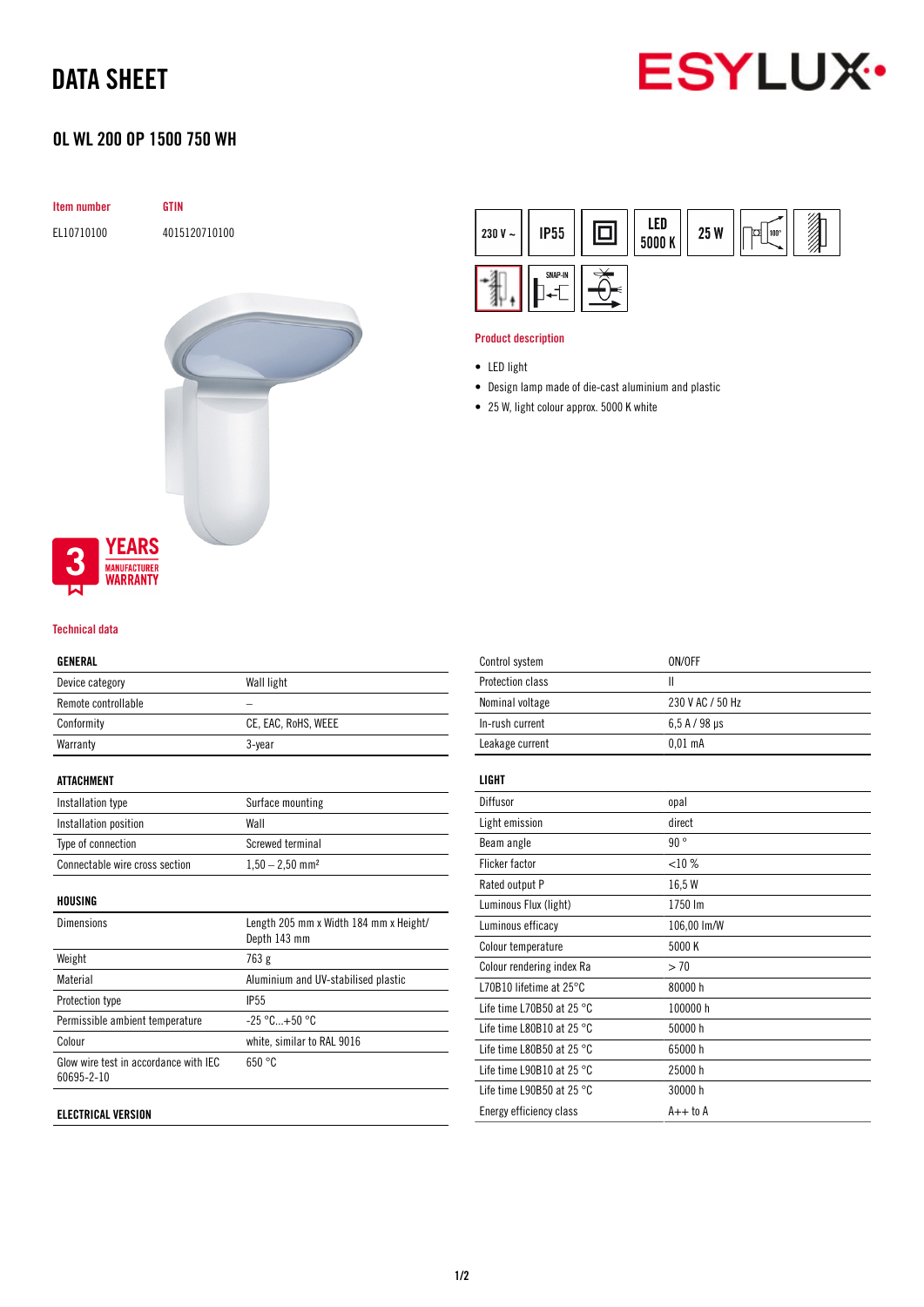# DATA SHEET

## OL WL 200 OP 1500 750 WH

| Item number | GTIN |
| --- | --- |
| EL10710100 | 4015120710100 |

230 V ~ | IP55 | LED 5000 K | 25 W

3 YEARS MANUFACTURER WARRANTY

### Product description

- LED light
- Design lamp made of die-cast aluminium and plastic
- 25 W, light colour approx. 5000 K white

### Technical data

| GENERAL | |
| --- | --- |
| Device category | Wall light |
| Remote controllable | – |
| Conformity | CE, EAC, RoHS, WEEE |
| Warranty | 3-year |

| ATTACHMENT | |
| --- | --- |
| Installation type | Surface mounting |
| Installation position | Wall |
| Type of connection | Screwed terminal |
| Connectable wire cross section | 1,50 – 2,50 mm² |

| HOUSING | |
| --- | --- |
| Dimensions | Length 205 mm x Width 184 mm x Height/ Depth 143 mm |
| Weight | 763 g |
| Material | Aluminium and UV-stabilised plastic |
| Protection type | IP55 |
| Permissible ambient temperature | -25 °C...+50 °C |
| Colour | white, similar to RAL 9016 |
| Glow wire test in accordance with IEC 60695-2-10 | 650 °C |

| ELECTRICAL VERSION | |
| --- | --- |
| Control system | ON/OFF |
| Protection class | II |
| Nominal voltage | 230 V AC / 50 Hz |
| In-rush current | 6,5 A / 98 µs |
| Leakage current | 0,01 mA |

| LIGHT | |
| --- | --- |
| Diffusor | opal |
| Light emission | direct |
| Beam angle | 90 ° |
| Flicker factor | <10 % |
| Rated output P | 16,5 W |
| Luminous Flux (light) | 1750 lm |
| Luminous efficacy | 106,00 lm/W |
| Colour temperature | 5000 K |
| Colour rendering index Ra | > 70 |
| L70B10 lifetime at 25°C | 80000 h |
| Life time L70B50 at 25 °C | 100000 h |
| Life time L80B10 at 25 °C | 50000 h |
| Life time L80B50 at 25 °C | 65000 h |
| Life time L90B10 at 25 °C | 25000 h |
| Life time L90B50 at 25 °C | 30000 h |
| Energy efficiency class | A++ to A |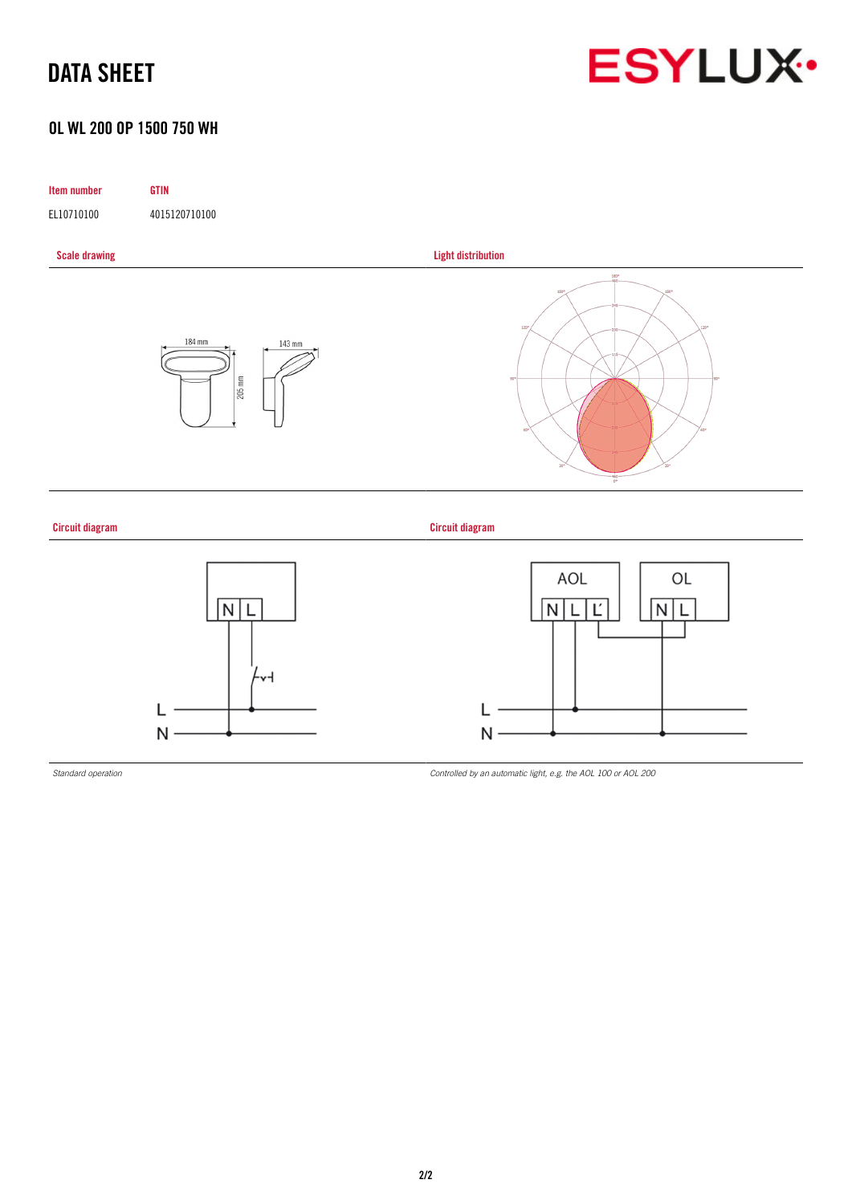# DATA SHEET

ESYLUX

## OL WL 200 OP 1500 750 WH

| Item number | GTIN |
| --- | --- |
| EL10710100 | 4015120710100 |

### Scale drawing

184 mm

143 mm

205 mm

### Light distribution

### Circuit diagram

N L

L

N

*Standard operation*

### Circuit diagram

AOL

N L L'

OL

N L

L

N

*Controlled by an automatic light, e.g. the AOL 100 or AOL 200*